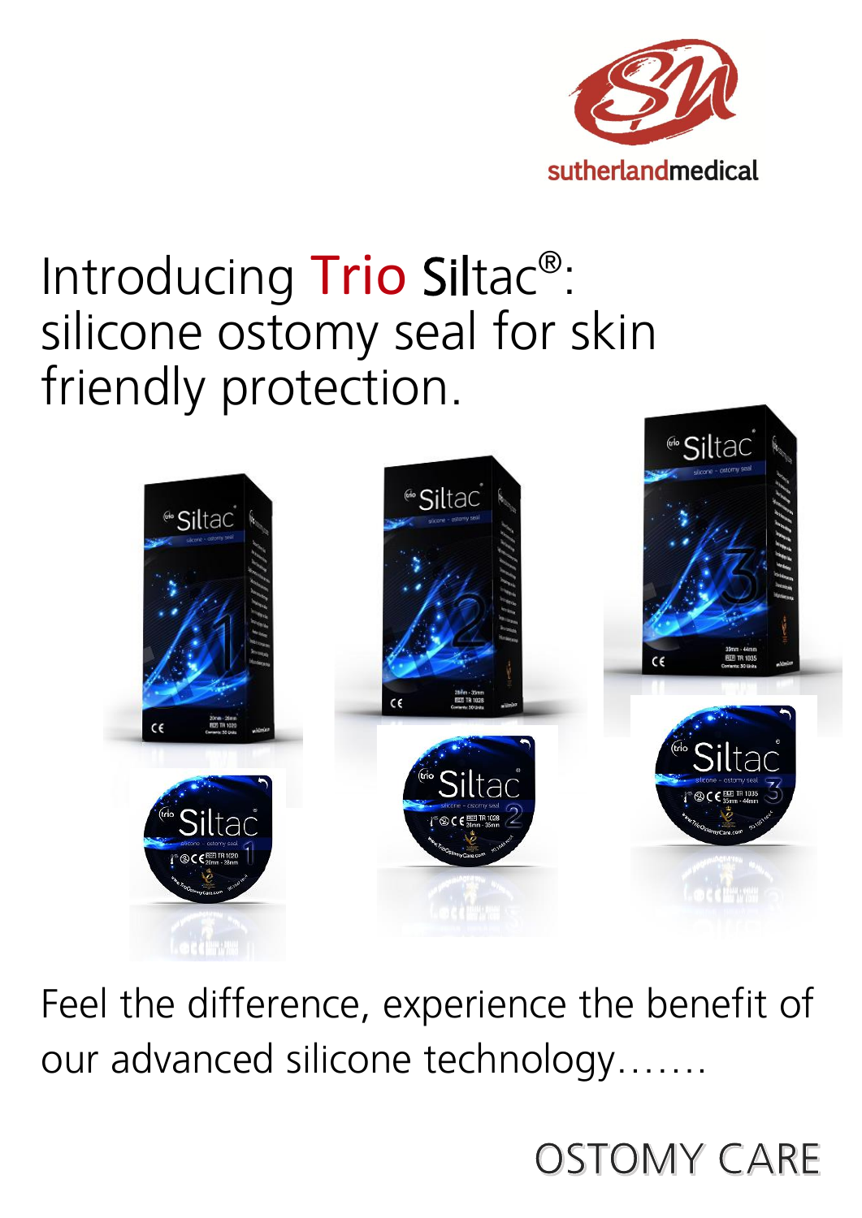sutherlandmedical

# Introducing Trio Siltac®: silicone ostomy seal for skin friendly protection.

Feel the difference, experience the benefit of our advanced silicone technology…….

OSTOMY CARE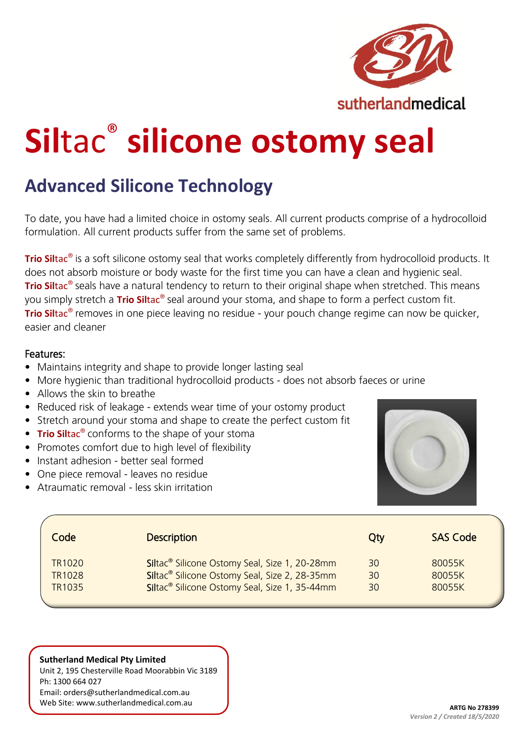sutherlandmedical

# Siltac® silicone ostomy seal

## Advanced Silicone Technology

To date, you have had a limited choice in ostomy seals. All current products comprise of a hydrocolloid formulation. All current products suffer from the same set of problems.

**Trio Siltac®** is a soft silicone ostomy seal that works completely differently from hydrocolloid products. It does not absorb moisture or body waste for the first time you can have a clean and hygienic seal. **Trio Siltac®** seals have a natural tendency to return to their original shape when stretched. This means you simply stretch a **Trio Siltac®** seal around your stoma, and shape to form a perfect custom fit. **Trio Siltac®** removes in one piece leaving no residue - your pouch change regime can now be quicker, easier and cleaner

Features:

- Maintains integrity and shape to provide longer lasting seal
- More hygienic than traditional hydrocolloid products - does not absorb faeces or urine
- Allows the skin to breathe
- Reduced risk of leakage - extends wear time of your ostomy product
- Stretch around your stoma and shape to create the perfect custom fit
- **Trio Siltac®** conforms to the shape of your stoma
- Promotes comfort due to high level of flexibility
- Instant adhesion - better seal formed
- One piece removal - leaves no residue
- Atraumatic removal - less skin irritation

| Code | Description | Qty | SAS Code |
|---|---|---|---|
| TR1020 | Siltac® Silicone Ostomy Seal, Size 1, 20-28mm | 30 | 80055K |
| TR1028 | Siltac® Silicone Ostomy Seal, Size 2, 28-35mm | 30 | 80055K |
| TR1035 | Siltac® Silicone Ostomy Seal, Size 1, 35-44mm | 30 | 80055K |

**Sutherland Medical Pty Limited**
Unit 2, 195 Chesterville Road Moorabbin Vic 3189
Ph: 1300 664 027
Email: orders@sutherlandmedical.com.au
Web Site: www.sutherlandmedical.com.au

**ARTG No 278399**
*Version 2 / Created 18/5/2020*